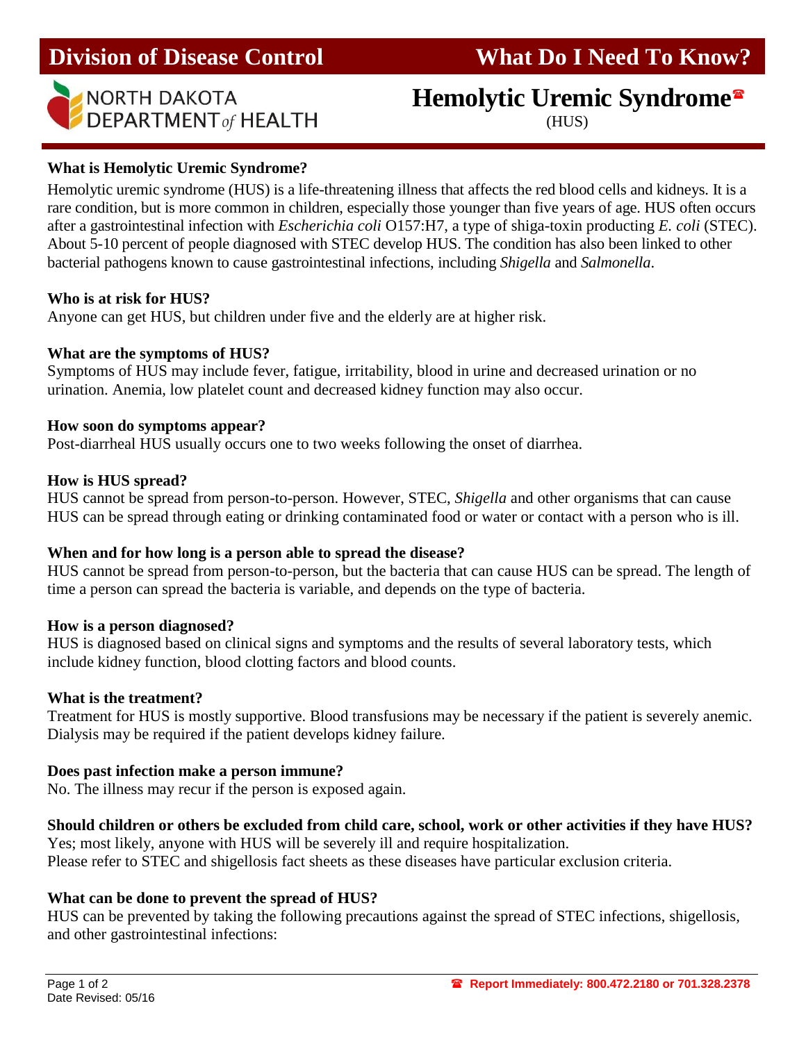# Division of Disease Control — What Do I Need To Know?

NORTH DAKOTA DEPARTMENT *of* HEALTH

## Hemolytic Uremic Syndrome☎
(HUS)

**What is Hemolytic Uremic Syndrome?**

Hemolytic uremic syndrome (HUS) is a life-threatening illness that affects the red blood cells and kidneys. It is a rare condition, but is more common in children, especially those younger than five years of age. HUS often occurs after a gastrointestinal infection with *Escherichia coli* O157:H7, a type of shiga-toxin producting *E. coli* (STEC). About 5-10 percent of people diagnosed with STEC develop HUS. The condition has also been linked to other bacterial pathogens known to cause gastrointestinal infections, including *Shigella* and *Salmonella*.

**Who is at risk for HUS?**

Anyone can get HUS, but children under five and the elderly are at higher risk.

**What are the symptoms of HUS?**

Symptoms of HUS may include fever, fatigue, irritability, blood in urine and decreased urination or no urination. Anemia, low platelet count and decreased kidney function may also occur.

**How soon do symptoms appear?**

Post-diarrheal HUS usually occurs one to two weeks following the onset of diarrhea.

**How is HUS spread?**

HUS cannot be spread from person-to-person. However, STEC, *Shigella* and other organisms that can cause HUS can be spread through eating or drinking contaminated food or water or contact with a person who is ill.

**When and for how long is a person able to spread the disease?**

HUS cannot be spread from person-to-person, but the bacteria that can cause HUS can be spread. The length of time a person can spread the bacteria is variable, and depends on the type of bacteria.

**How is a person diagnosed?**

HUS is diagnosed based on clinical signs and symptoms and the results of several laboratory tests, which include kidney function, blood clotting factors and blood counts.

**What is the treatment?**

Treatment for HUS is mostly supportive. Blood transfusions may be necessary if the patient is severely anemic. Dialysis may be required if the patient develops kidney failure.

**Does past infection make a person immune?**

No. The illness may recur if the person is exposed again.

**Should children or others be excluded from child care, school, work or other activities if they have HUS?**

Yes; most likely, anyone with HUS will be severely ill and require hospitalization.
Please refer to STEC and shigellosis fact sheets as these diseases have particular exclusion criteria.

**What can be done to prevent the spread of HUS?**

HUS can be prevented by taking the following precautions against the spread of STEC infections, shigellosis, and other gastrointestinal infections:

Date Revised: 05/16

☎ **Report Immediately: 800.472.2180 or 701.328.2378**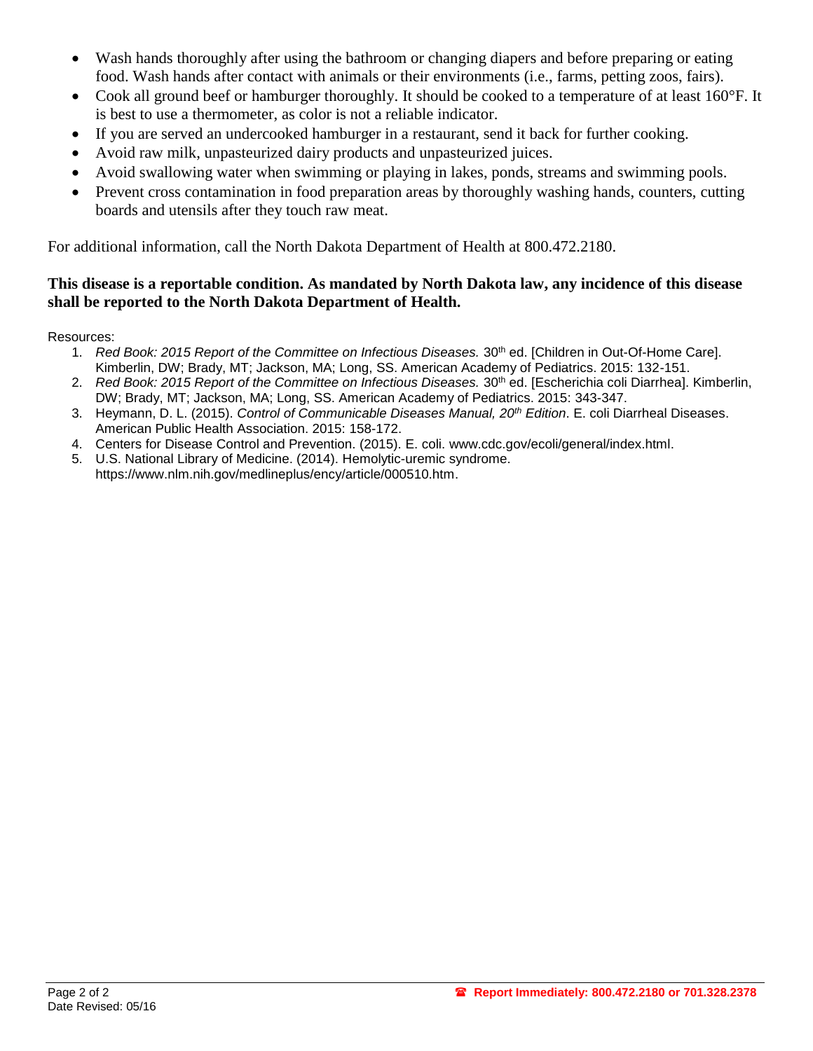- Wash hands thoroughly after using the bathroom or changing diapers and before preparing or eating food. Wash hands after contact with animals or their environments (i.e., farms, petting zoos, fairs).
- Cook all ground beef or hamburger thoroughly. It should be cooked to a temperature of at least 160°F. It is best to use a thermometer, as color is not a reliable indicator.
- If you are served an undercooked hamburger in a restaurant, send it back for further cooking.
- Avoid raw milk, unpasteurized dairy products and unpasteurized juices.
- Avoid swallowing water when swimming or playing in lakes, ponds, streams and swimming pools.
- Prevent cross contamination in food preparation areas by thoroughly washing hands, counters, cutting boards and utensils after they touch raw meat.

For additional information, call the North Dakota Department of Health at 800.472.2180.

**This disease is a reportable condition. As mandated by North Dakota law, any incidence of this disease shall be reported to the North Dakota Department of Health.**

Resources:

1. *Red Book: 2015 Report of the Committee on Infectious Diseases.* 30th ed. [Children in Out-Of-Home Care]. Kimberlin, DW; Brady, MT; Jackson, MA; Long, SS. American Academy of Pediatrics. 2015: 132-151.
2. *Red Book: 2015 Report of the Committee on Infectious Diseases.* 30th ed. [Escherichia coli Diarrhea]. Kimberlin, DW; Brady, MT; Jackson, MA; Long, SS. American Academy of Pediatrics. 2015: 343-347.
3. Heymann, D. L. (2015). *Control of Communicable Diseases Manual, 20th Edition*. E. coli Diarrheal Diseases. American Public Health Association. 2015: 158-172.
4. Centers for Disease Control and Prevention. (2015). E. coli. www.cdc.gov/ecoli/general/index.html.
5. U.S. National Library of Medicine. (2014). Hemolytic-uremic syndrome. https://www.nlm.nih.gov/medlineplus/ency/article/000510.htm.

Date Revised: 05/16

**☎ Report Immediately: 800.472.2180 or 701.328.2378**